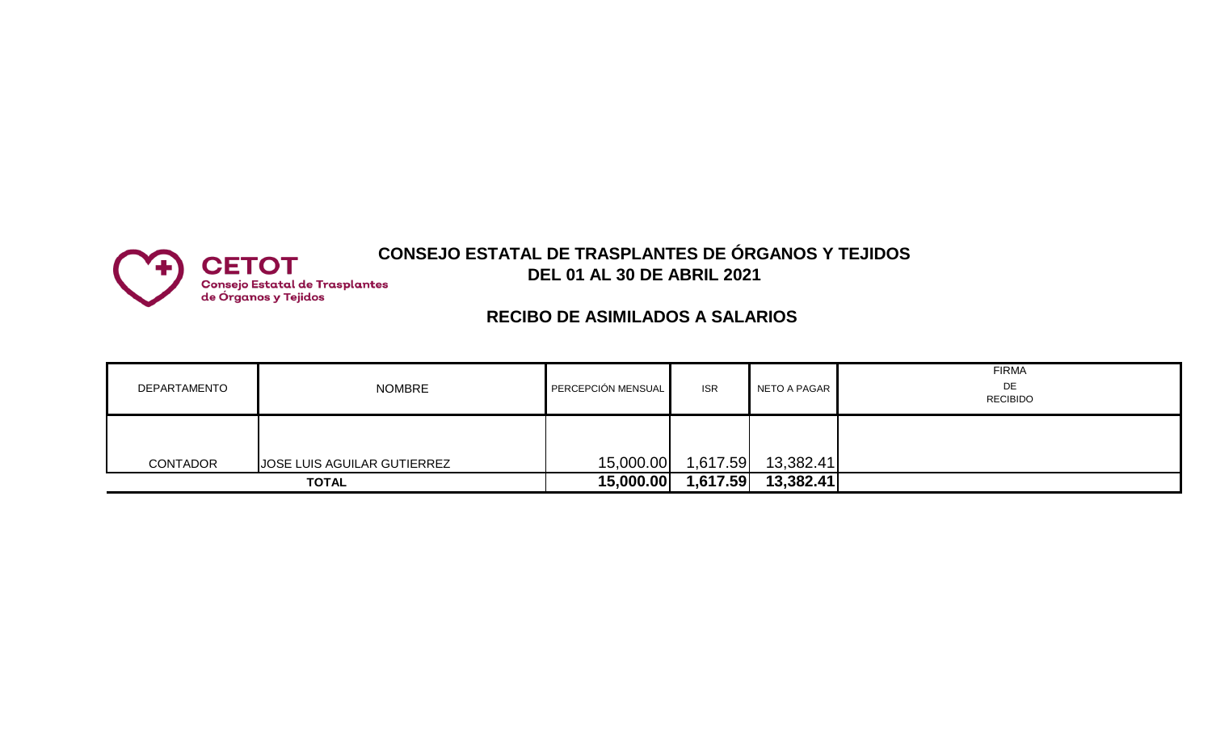CETOT
Consejo Estatal de Trasplantes de Órganos y Tejidos

# CONSEJO ESTATAL DE TRASPLANTES DE ÓRGANOS Y TEJIDOS
## DEL 01 AL 30 DE ABRIL 2021

## RECIBO DE ASIMILADOS A SALARIOS

| DEPARTAMENTO | NOMBRE | PERCEPCIÓN MENSUAL | ISR | NETO A PAGAR | FIRMA DE RECIBIDO |
|---|---|---|---|---|---|
| CONTADOR | JOSE LUIS AGUILAR GUTIERREZ | 15,000.00 | 1,617.59 | 13,382.41 | |
| **TOTAL** | | **15,000.00** | **1,617.59** | **13,382.41** | |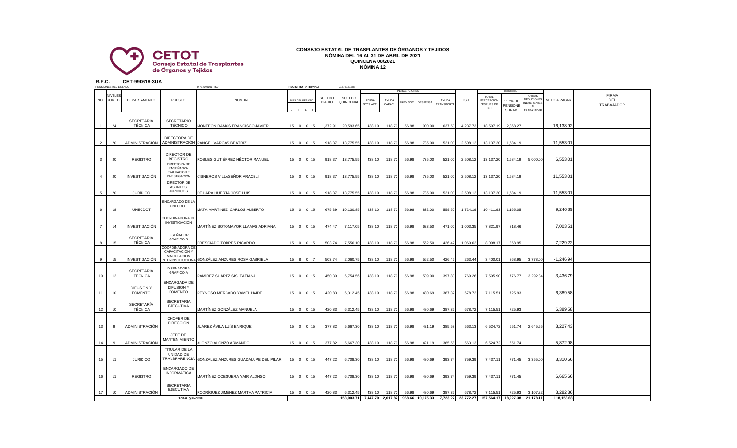**CETOT**
Consejo Estatal de Trasplantes de Órganos y Tejidos

# CONSEJO ESTATAL DE TRASPLANTES DE ÓRGANOS Y TEJIDOS
## NÓMINA DEL 16 AL 31 DE ABRIL DE 2021
## QUINCENA 08/2021
## NÓMINA 12

**R.F.C. CET-990618-3UA**

PENSIONES DEL ESTADO DPE-540101-TS0 REGISTRO PATRONAL: C1675161388

| NO. | NIVELES GOB EDO | DEPARTAMENTO | PUESTO | NOMBRE | DÍAS DEL PERIODO L | F | L | T | SUELDO DIARIO | SUELDO QUINCENAL | PERCEPCIONES AYUDA GTOS ACT. | AYUDA CAPAC. | PREV SOC | DESPENSA | AYUDA TRANSPORTE | ISR | TOTAL PERCEPCIÓN DESPUES DE ISR | DEDUCCIÓN 11.5% DE PENSIONES TRAB. | OTRAS DEDUCIONES INEHERENTES AL TRABAJADOR | NETO A PAGAR | FIRMA DEL TRABAJADOR |
|---|---|---|---|---|---|---|---|---|---|---|---|---|---|---|---|---|---|---|---|---|---|
| 1 | 24 | SECRETARÍA TÉCNICA | SECRETARÍO TÉCNICO | MONTEÓN RAMOS FRANCISCO JAVIER | 15 | 0 | 0 | 15 | 1,372.91 | 20,593.65 | 438.10 | 118.70 | 56.98 | 900.00 | 637.50 | 4,237.73 | 18,507.19 | 2,368.27 | | 16,138.92 | |
| 2 | 20 | ADMINISTRACIÓN | DIRECTORA DE ADMINISTRACIÓN | RANGEL VARGAS BEATRIZ | 15 | 0 | 0 | 15 | 918.37 | 13,775.55 | 438.10 | 118.70 | 56.98 | 735.00 | 521.00 | 2,508.12 | 13,137.20 | 1,584.19 | | 11,553.01 | |
| 3 | 20 | REGISTRO | DIRECTOR DE REGISTRO | ROBLES GUTIÉRREZ HÉCTOR MANUEL | 15 | 0 | 0 | 15 | 918.37 | 13,775.55 | 438.10 | 118.70 | 56.98 | 735.00 | 521.00 | 2,508.12 | 13,137.20 | 1,584.19 | 5,000.00 | 6,553.01 | |
| 4 | 20 | INVESTIGACIÓN | DIRECTORA DE ENSEÑANZA EVALUACION E INVESTIGACIÓN | CISNEROS VILLASEÑOR ARACELI | 15 | 0 | 0 | 15 | 918.37 | 13,775.55 | 438.10 | 118.70 | 56.98 | 735.00 | 521.00 | 2,508.12 | 13,137.20 | 1,584.19 | | 11,553.01 | |
| 5 | 20 | JURÍDICO | DIRECTOR DE ASUNTOS JURIDICOS | DE LARA HUERTA JOSÉ LUIS | 15 | 0 | 0 | 15 | 918.37 | 13,775.55 | 438.10 | 118.70 | 56.98 | 735.00 | 521.00 | 2,508.12 | 13,137.20 | 1,584.19 | | 11,553.01 | |
| 6 | 18 | UNECDOT | ENCARGADO DE LA UNECDOT | MATA MARTINEZ CARLOS ALBERTO | 15 | 0 | 0 | 15 | 675.39 | 10,130.85 | 438.10 | 118.70 | 56.98 | 832.00 | 559.50 | 1,724.19 | 10,411.93 | 1,165.05 | | 9,246.89 | |
| 7 | 14 | INVESTIGACIÓN | COORDINADORA DE INVESTIGACIÓN | MARTÍNEZ SOTOMAYOR LLAMAS ADRIANA | 15 | 0 | 0 | 15 | 474.47 | 7,117.05 | 438.10 | 118.70 | 56.98 | 623.50 | 471.00 | 1,003.35 | 7,821.97 | 818.46 | | 7,003.51 | |
| 8 | 15 | SECRETARÍA TÉCNICA | DISEÑADOR GRAFICO B | PRESCIADO TORRES RICARDO | 15 | 0 | 0 | 15 | 503.74 | 7,556.10 | 438.10 | 118.70 | 56.98 | 562.50 | 426.42 | 1,060.62 | 8,098.17 | 868.95 | | 7,229.22 | |
| 9 | 15 | INVESTIGACIÓN | COORDINADORA DE CAPACITACION Y VINCULACION INTERINSTITUCIONAL | GONZÁLEZ ANZURES ROSA GABRIELA | 15 | 8 | 0 | 7 | 503.74 | 2,060.75 | 438.10 | 118.70 | 56.98 | 562.50 | 426.42 | 263.44 | 3,400.01 | 868.95 | 3,778.00 | -1,246.94 | |
| 10 | 12 | SECRETARÍA TÉCNICA | DISEÑADORA GRAFICO A | RAMÍREZ SUÁREZ SISI TATIANA | 15 | 0 | 0 | 15 | 450.30 | 6,754.56 | 438.10 | 118.70 | 56.98 | 509.00 | 397.83 | 769.26 | 7,505.90 | 776.77 | 3,292.34 | 3,436.79 | |
| 11 | 10 | DIFUSIÓN Y FOMENTO | ENCARGADA DE DIFUSION Y FOMENTO | REYNOSO MERCADO YAMEL HAIDE | 15 | 0 | 0 | 15 | 420.83 | 6,312.45 | 438.10 | 118.70 | 56.98 | 480.69 | 387.32 | 678.72 | 7,115.51 | 725.93 | | 6,389.58 | |
| 12 | 10 | SECRETARÍA TÉCNICA | SECRETARIA EJECUTIVA | MARTÍNEZ GONZÁLEZ MANUELA | 15 | 0 | 0 | 15 | 420.83 | 6,312.45 | 438.10 | 118.70 | 56.98 | 480.69 | 387.32 | 678.72 | 7,115.51 | 725.93 | | 6,389.58 | |
| 13 | 9 | ADMINISTRACIÓN | CHOFER DE DIRECCION | JUÁREZ ÁVILA LUIS ENRIQUE | 15 | 0 | 0 | 15 | 377.82 | 5,667.30 | 438.10 | 118.70 | 56.98 | 421.19 | 385.58 | 563.13 | 6,524.72 | 651.74 | 2,645.55 | 3,227.43 | |
| 14 | 9 | ADMINISTRACIÓN | JEFE DE MANTENIMIENTO | ALONZO ALONZO ARMANDO | 15 | 0 | 0 | 15 | 377.82 | 5,667.30 | 438.10 | 118.70 | 56.98 | 421.19 | 385.58 | 563.13 | 6,524.72 | 651.74 | | 5,872.98 | |
| 15 | 11 | JURÍDICO | TITULAR DE LA UNIDAD DE TRANSPARENCIA | GONZÁLEZ ANZURES GUADALUPE DEL PILAR | 15 | 0 | 0 | 15 | 447.22 | 6,708.30 | 438.10 | 118.70 | 56.98 | 480.69 | 393.74 | 759.39 | 7,437.11 | 771.45 | 3,355.00 | 3,310.66 | |
| 16 | 11 | REGISTRO | ENCARGADO DE INFORMATICA | MARTÍNEZ OCEGUERA YAIR ALONSO | 15 | 0 | 0 | 15 | 447.22 | 6,708.30 | 438.10 | 118.70 | 56.98 | 480.69 | 393.74 | 759.39 | 7,437.11 | 771.45 | | 6,665.66 | |
| 17 | 10 | ADMINISTRACIÓN | SECRETARIA EJECUTIVA | RODRÍGUEZ JIMÉNEZ MARTHA PATRICIA | 15 | 0 | 0 | 15 | 420.83 | 6,312.45 | 438.10 | 118.70 | 56.98 | 480.69 | 387.32 | 678.72 | 7,115.51 | 725.93 | 3,107.22 | 3,282.36 | |
| | | | TOTAL QUINCENAL | | | | | | | 153,003.71 | 7,447.70 | 2,017.82 | 968.66 | 10,175.33 | 7,723.27 | 23,772.27 | 157,564.17 | 18,227.38 | 21,178.11 | 118,158.68 | |